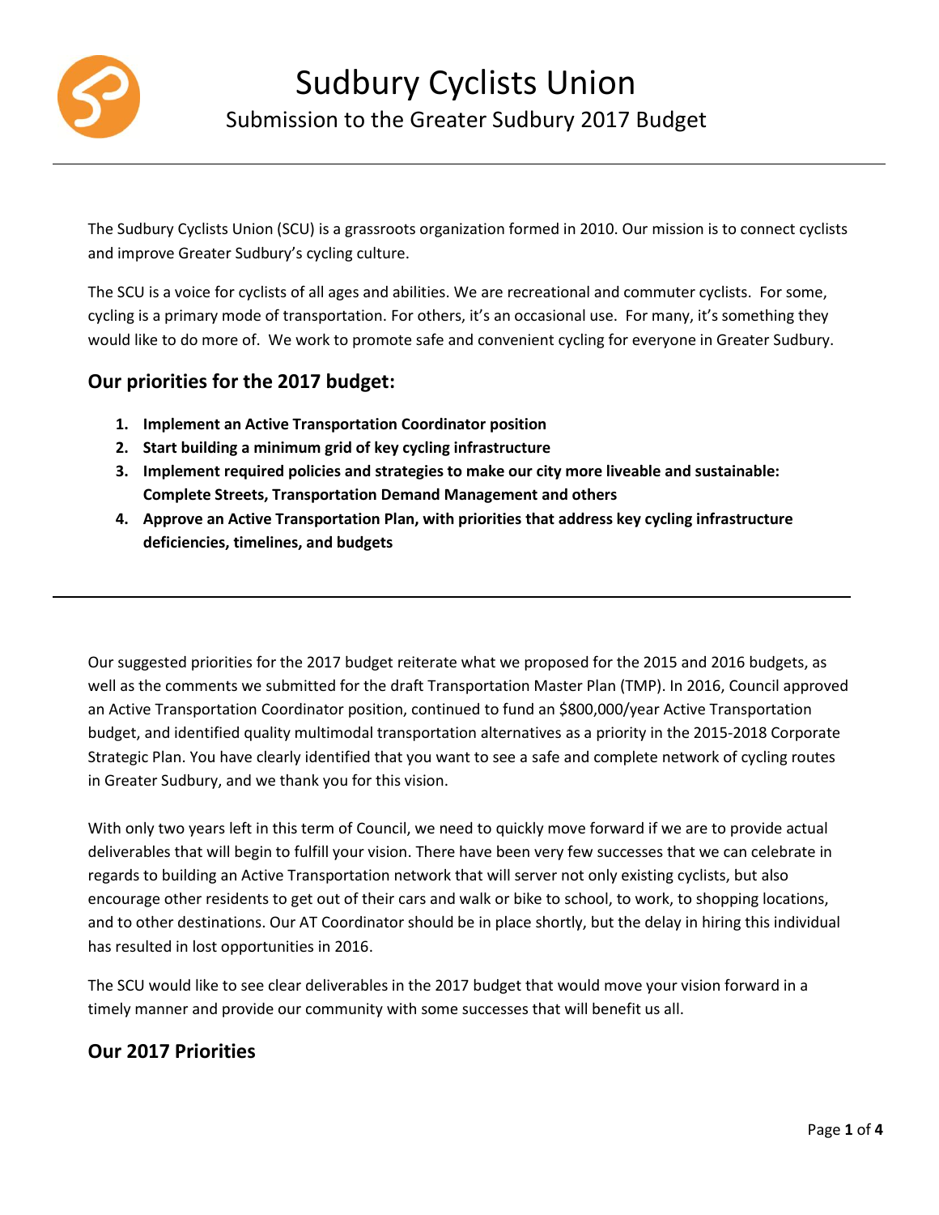# Sudbury Cyclists Union

## Submission to the Greater Sudbury 2017 Budget

The Sudbury Cyclists Union (SCU) is a grassroots organization formed in 2010. Our mission is to connect cyclists and improve Greater Sudbury's cycling culture.

The SCU is a voice for cyclists of all ages and abilities. We are recreational and commuter cyclists. For some, cycling is a primary mode of transportation. For others, it's an occasional use. For many, it's something they would like to do more of. We work to promote safe and convenient cycling for everyone in Greater Sudbury.

### Our priorities for the 2017 budget:

1. **Implement an Active Transportation Coordinator position**
2. **Start building a minimum grid of key cycling infrastructure**
3. **Implement required policies and strategies to make our city more liveable and sustainable: Complete Streets, Transportation Demand Management and others**
4. **Approve an Active Transportation Plan, with priorities that address key cycling infrastructure deficiencies, timelines, and budgets**

---

Our suggested priorities for the 2017 budget reiterate what we proposed for the 2015 and 2016 budgets, as well as the comments we submitted for the draft Transportation Master Plan (TMP). In 2016, Council approved an Active Transportation Coordinator position, continued to fund an $800,000/year Active Transportation budget, and identified quality multimodal transportation alternatives as a priority in the 2015-2018 Corporate Strategic Plan. You have clearly identified that you want to see a safe and complete network of cycling routes in Greater Sudbury, and we thank you for this vision.

With only two years left in this term of Council, we need to quickly move forward if we are to provide actual deliverables that will begin to fulfill your vision. There have been very few successes that we can celebrate in regards to building an Active Transportation network that will server not only existing cyclists, but also encourage other residents to get out of their cars and walk or bike to school, to work, to shopping locations, and to other destinations. Our AT Coordinator should be in place shortly, but the delay in hiring this individual has resulted in lost opportunities in 2016.

The SCU would like to see clear deliverables in the 2017 budget that would move your vision forward in a timely manner and provide our community with some successes that will benefit us all.

### Our 2017 Priorities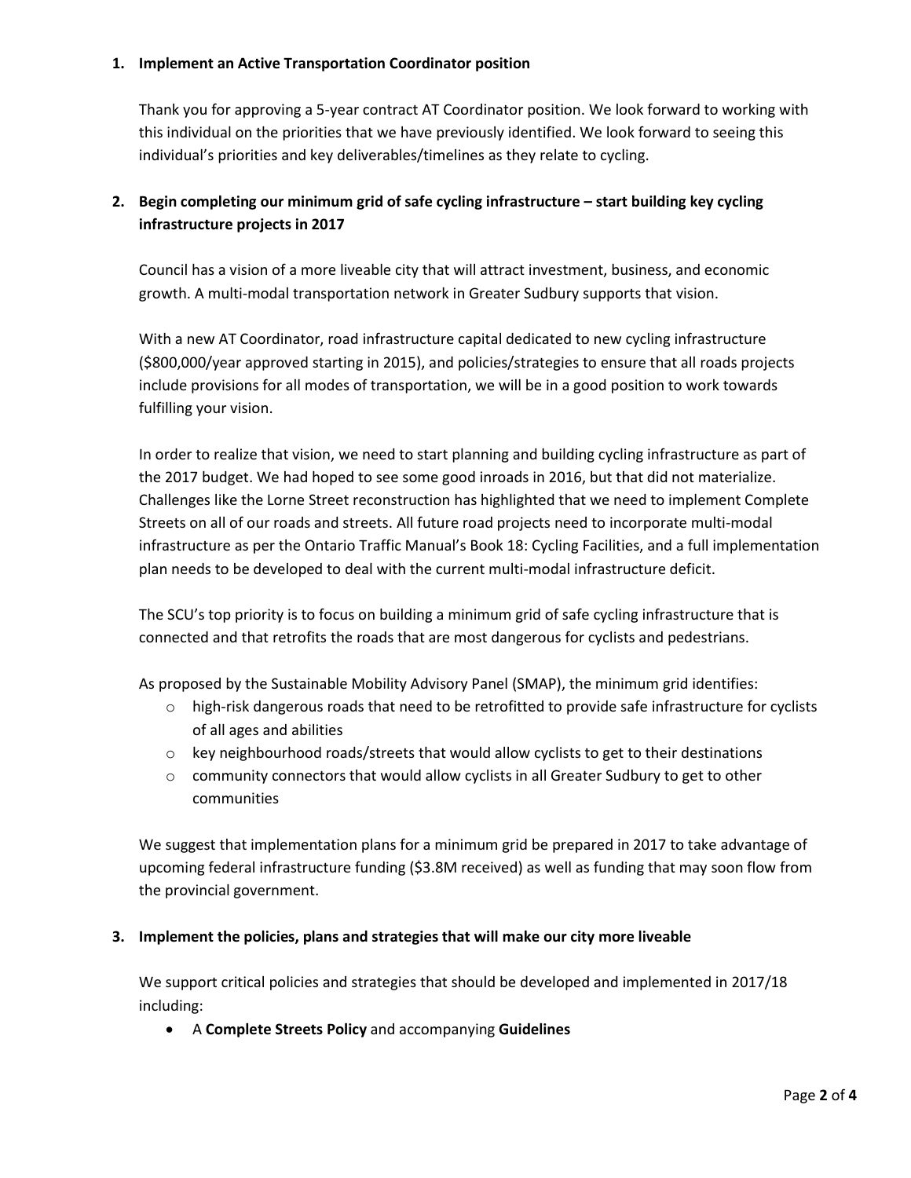1. **Implement an Active Transportation Coordinator position**

   Thank you for approving a 5-year contract AT Coordinator position. We look forward to working with this individual on the priorities that we have previously identified. We look forward to seeing this individual's priorities and key deliverables/timelines as they relate to cycling.

2. **Begin completing our minimum grid of safe cycling infrastructure – start building key cycling infrastructure projects in 2017**

   Council has a vision of a more liveable city that will attract investment, business, and economic growth. A multi-modal transportation network in Greater Sudbury supports that vision.

   With a new AT Coordinator, road infrastructure capital dedicated to new cycling infrastructure ($800,000/year approved starting in 2015), and policies/strategies to ensure that all roads projects include provisions for all modes of transportation, we will be in a good position to work towards fulfilling your vision.

   In order to realize that vision, we need to start planning and building cycling infrastructure as part of the 2017 budget. We had hoped to see some good inroads in 2016, but that did not materialize. Challenges like the Lorne Street reconstruction has highlighted that we need to implement Complete Streets on all of our roads and streets. All future road projects need to incorporate multi-modal infrastructure as per the Ontario Traffic Manual's Book 18: Cycling Facilities, and a full implementation plan needs to be developed to deal with the current multi-modal infrastructure deficit.

   The SCU's top priority is to focus on building a minimum grid of safe cycling infrastructure that is connected and that retrofits the roads that are most dangerous for cyclists and pedestrians.

   As proposed by the Sustainable Mobility Advisory Panel (SMAP), the minimum grid identifies:

   - high-risk dangerous roads that need to be retrofitted to provide safe infrastructure for cyclists of all ages and abilities
   - key neighbourhood roads/streets that would allow cyclists to get to their destinations
   - community connectors that would allow cyclists in all Greater Sudbury to get to other communities

   We suggest that implementation plans for a minimum grid be prepared in 2017 to take advantage of upcoming federal infrastructure funding ($3.8M received) as well as funding that may soon flow from the provincial government.

3. **Implement the policies, plans and strategies that will make our city more liveable**

   We support critical policies and strategies that should be developed and implemented in 2017/18 including:

   - A **Complete Streets Policy** and accompanying **Guidelines**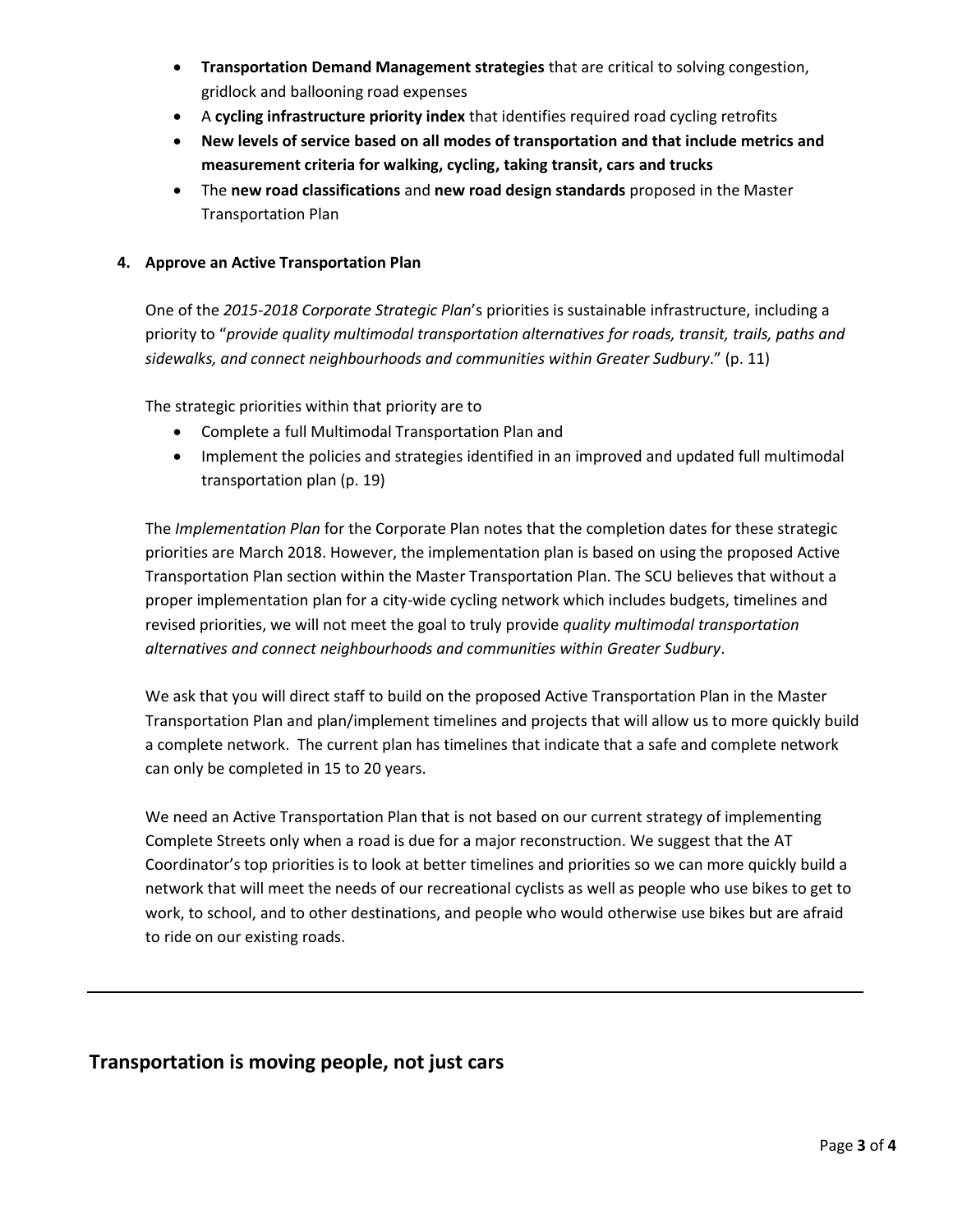- **Transportation Demand Management strategies** that are critical to solving congestion, gridlock and ballooning road expenses
- A **cycling infrastructure priority index** that identifies required road cycling retrofits
- **New levels of service based on all modes of transportation and that include metrics and measurement criteria for walking, cycling, taking transit, cars and trucks**
- The **new road classifications** and **new road design standards** proposed in the Master Transportation Plan

**4. Approve an Active Transportation Plan**

One of the *2015-2018 Corporate Strategic Plan*'s priorities is sustainable infrastructure, including a priority to "*provide quality multimodal transportation alternatives for roads, transit, trails, paths and sidewalks, and connect neighbourhoods and communities within Greater Sudbury*." (p. 11)

The strategic priorities within that priority are to

- Complete a full Multimodal Transportation Plan and
- Implement the policies and strategies identified in an improved and updated full multimodal transportation plan (p. 19)

The *Implementation Plan* for the Corporate Plan notes that the completion dates for these strategic priorities are March 2018. However, the implementation plan is based on using the proposed Active Transportation Plan section within the Master Transportation Plan. The SCU believes that without a proper implementation plan for a city-wide cycling network which includes budgets, timelines and revised priorities, we will not meet the goal to truly provide *quality multimodal transportation alternatives and connect neighbourhoods and communities within Greater Sudbury*.

We ask that you will direct staff to build on the proposed Active Transportation Plan in the Master Transportation Plan and plan/implement timelines and projects that will allow us to more quickly build a complete network. The current plan has timelines that indicate that a safe and complete network can only be completed in 15 to 20 years.

We need an Active Transportation Plan that is not based on our current strategy of implementing Complete Streets only when a road is due for a major reconstruction. We suggest that the AT Coordinator's top priorities is to look at better timelines and priorities so we can more quickly build a network that will meet the needs of our recreational cyclists as well as people who use bikes to get to work, to school, and to other destinations, and people who would otherwise use bikes but are afraid to ride on our existing roads.

---

## Transportation is moving people, not just cars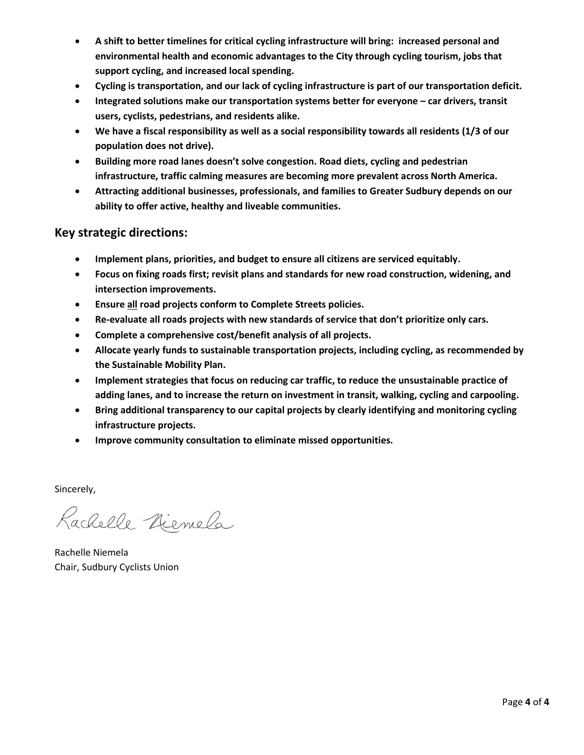- **A shift to better timelines for critical cycling infrastructure will bring: increased personal and environmental health and economic advantages to the City through cycling tourism, jobs that support cycling, and increased local spending.**
- **Cycling is transportation, and our lack of cycling infrastructure is part of our transportation deficit.**
- **Integrated solutions make our transportation systems better for everyone – car drivers, transit users, cyclists, pedestrians, and residents alike.**
- **We have a fiscal responsibility as well as a social responsibility towards all residents (1/3 of our population does not drive).**
- **Building more road lanes doesn't solve congestion. Road diets, cycling and pedestrian infrastructure, traffic calming measures are becoming more prevalent across North America.**
- **Attracting additional businesses, professionals, and families to Greater Sudbury depends on our ability to offer active, healthy and liveable communities.**

## Key strategic directions:

- **Implement plans, priorities, and budget to ensure all citizens are serviced equitably.**
- **Focus on fixing roads first; revisit plans and standards for new road construction, widening, and intersection improvements.**
- **Ensure <u>all</u> road projects conform to Complete Streets policies.**
- **Re-evaluate all roads projects with new standards of service that don't prioritize only cars.**
- **Complete a comprehensive cost/benefit analysis of all projects.**
- **Allocate yearly funds to sustainable transportation projects, including cycling, as recommended by the Sustainable Mobility Plan.**
- **Implement strategies that focus on reducing car traffic, to reduce the unsustainable practice of adding lanes, and to increase the return on investment in transit, walking, cycling and carpooling.**
- **Bring additional transparency to our capital projects by clearly identifying and monitoring cycling infrastructure projects.**
- **Improve community consultation to eliminate missed opportunities.**

Sincerely,

Rachelle Niemela

Rachelle Niemela
Chair, Sudbury Cyclists Union